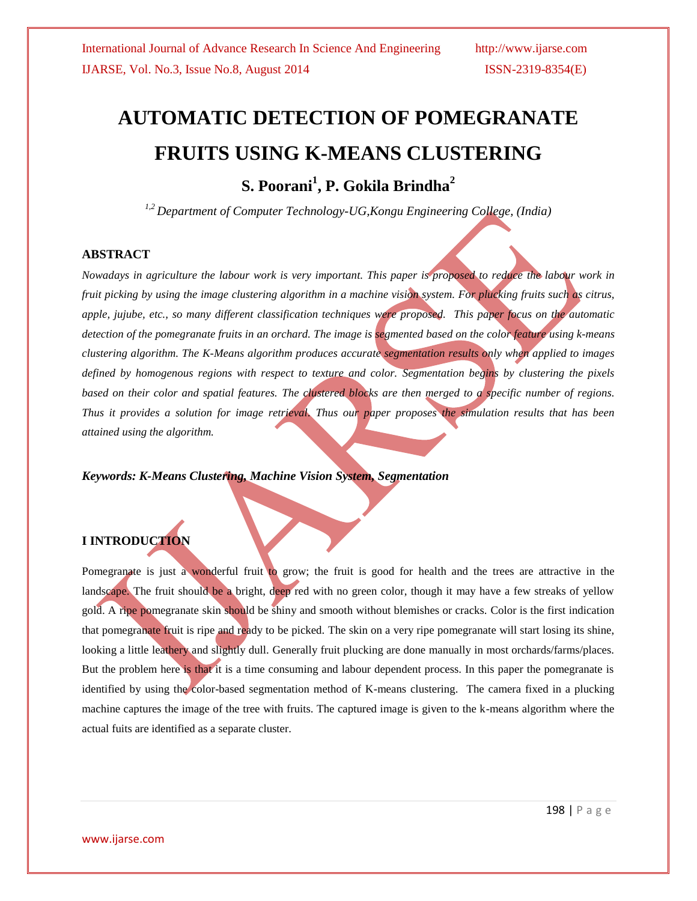# AUTOMATIC DETECTION OF POMEGRANATE FRUITS USING K-MEANS CLUSTERING

**S. Poorani[1], P. Gokila Brindha[2]**

*[1,2] Department of Computer Technology-UG,Kongu Engineering College, (India)*

## ABSTRACT

*Nowadays in agriculture the labour work is very important. This paper is proposed to reduce the labour work in fruit picking by using the image clustering algorithm in a machine vision system. For plucking fruits such as citrus, apple, jujube, etc., so many different classification techniques were proposed. This paper focus on the automatic detection of the pomegranate fruits in an orchard. The image is segmented based on the color feature using k-means clustering algorithm. The K-Means algorithm produces accurate segmentation results only when applied to images defined by homogenous regions with respect to texture and color. Segmentation begins by clustering the pixels based on their color and spatial features. The clustered blocks are then merged to a specific number of regions. Thus it provides a solution for image retrieval. Thus our paper proposes the simulation results that has been attained using the algorithm.*

***Keywords: K-Means Clustering, Machine Vision System, Segmentation***

## I INTRODUCTION

Pomegranate is just a wonderful fruit to grow; the fruit is good for health and the trees are attractive in the landscape. The fruit should be a bright, deep red with no green color, though it may have a few streaks of yellow gold. A ripe pomegranate skin should be shiny and smooth without blemishes or cracks. Color is the first indication that pomegranate fruit is ripe and ready to be picked. The skin on a very ripe pomegranate will start losing its shine, looking a little leathery and slightly dull. Generally fruit plucking are done manually in most orchards/farms/places. But the problem here is that it is a time consuming and labour dependent process. In this paper the pomegranate is identified by using the color-based segmentation method of K-means clustering. The camera fixed in a plucking machine captures the image of the tree with fruits. The captured image is given to the k-means algorithm where the actual fuits are identified as a separate cluster.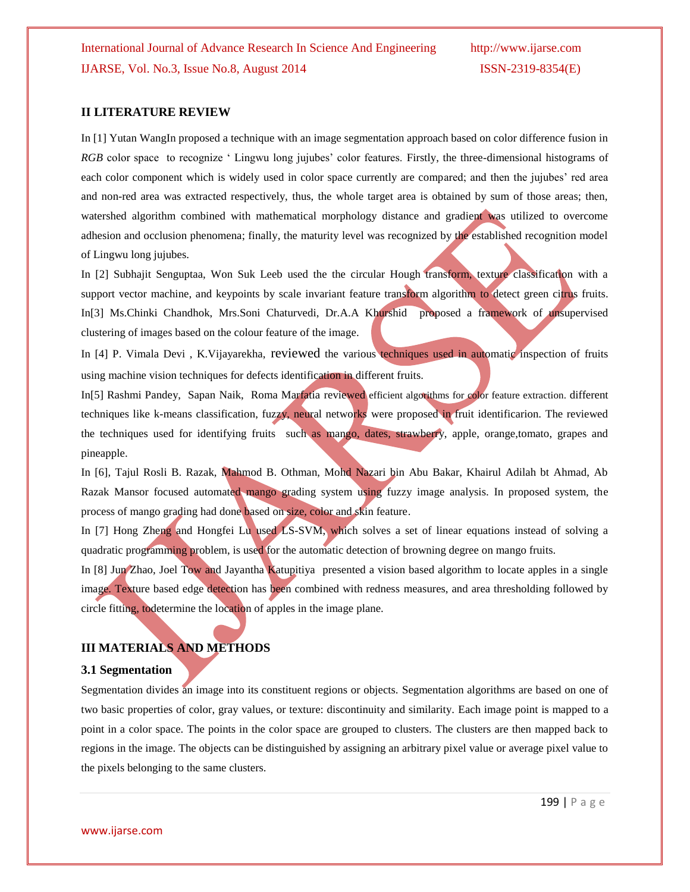## II LITERATURE REVIEW

In [1] Yutan WangIn proposed a technique with an image segmentation approach based on color difference fusion in *RGB* color space to recognize ' Lingwu long jujubes' color features. Firstly, the three-dimensional histograms of each color component which is widely used in color space currently are compared; and then the jujubes' red area and non-red area was extracted respectively, thus, the whole target area is obtained by sum of those areas; then, watershed algorithm combined with mathematical morphology distance and gradient was utilized to overcome adhesion and occlusion phenomena; finally, the maturity level was recognized by the established recognition model of Lingwu long jujubes.

In [2] Subhajit Senguptaa, Won Suk Leeb used the the circular Hough transform, texture classification with a support vector machine, and keypoints by scale invariant feature transform algorithm to detect green citrus fruits. In[3] Ms.Chinki Chandhok, Mrs.Soni Chaturvedi, Dr.A.A Khurshid proposed a framework of unsupervised clustering of images based on the colour feature of the image.

In [4] P. Vimala Devi , K.Vijayarekha, reviewed the various techniques used in automatic inspection of fruits using machine vision techniques for defects identification in different fruits.

In[5] Rashmi Pandey, Sapan Naik, Roma Marfatia reviewed efficient algorithms for color feature extraction. different techniques like k-means classification, fuzzy, neural networks were proposed in fruit identificarion. The reviewed the techniques used for identifying fruits such as mango, dates, strawberry, apple, orange,tomato, grapes and pineapple.

In [6], Tajul Rosli B. Razak, Mahmod B. Othman, Mohd Nazari bin Abu Bakar, Khairul Adilah bt Ahmad, Ab Razak Mansor focused automated mango grading system using fuzzy image analysis. In proposed system, the process of mango grading had done based on size, color and skin feature.

In [7] Hong Zheng and Hongfei Lu used LS-SVM, which solves a set of linear equations instead of solving a quadratic programming problem, is used for the automatic detection of browning degree on mango fruits.

In [8] Jun Zhao, Joel Tow and Jayantha Katupitiya presented a vision based algorithm to locate apples in a single image. Texture based edge detection has been combined with redness measures, and area thresholding followed by circle fitting, todetermine the location of apples in the image plane.

## III MATERIALS AND METHODS

### 3.1 Segmentation

Segmentation divides an image into its constituent regions or objects. Segmentation algorithms are based on one of two basic properties of color, gray values, or texture: discontinuity and similarity. Each image point is mapped to a point in a color space. The points in the color space are grouped to clusters. The clusters are then mapped back to regions in the image. The objects can be distinguished by assigning an arbitrary pixel value or average pixel value to the pixels belonging to the same clusters.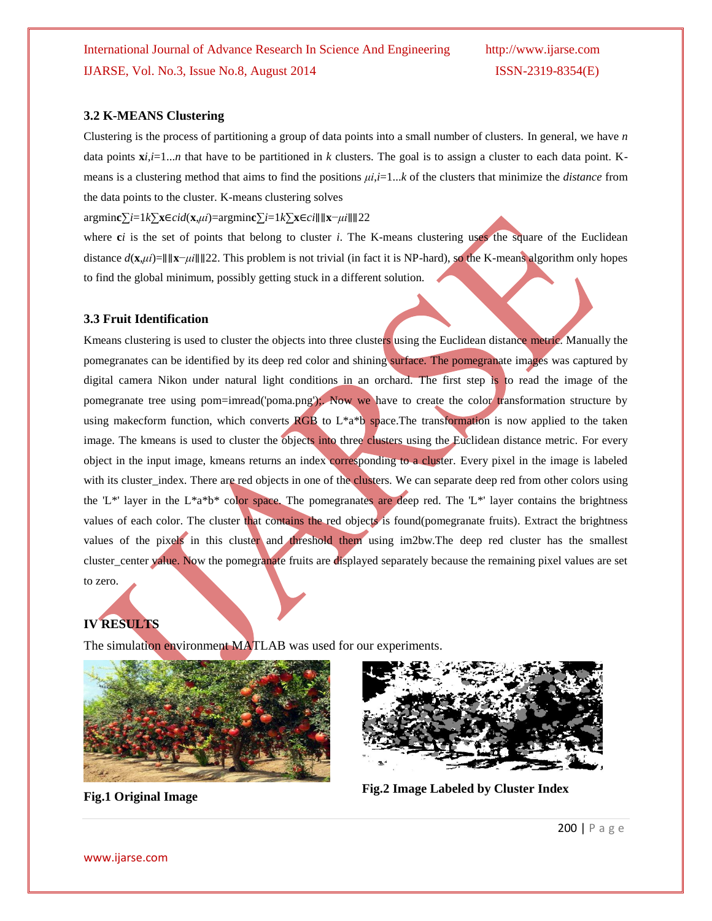### 3.2 K-MEANS Clustering

Clustering is the process of partitioning a group of data points into a small number of clusters. In general, we have $n$ data points $\mathbf{x}_i, i=1...n$ that have to be partitioned in $k$ clusters. The goal is to assign a cluster to each data point. K-means is a clustering method that aims to find the positions $\mu_i, i=1...k$ of the clusters that minimize the *distance* from the data points to the cluster. K-means clustering solves

$$\arg\min_{\mathbf{c}} \sum_{i=1}^{k} \sum_{\mathbf{x} \in c_i} d(\mathbf{x}, \mu_i) = \arg\min_{\mathbf{c}} \sum_{i=1}^{k} \sum_{\mathbf{x} \in c_i} \|\mathbf{x} - \mu_i\|_2^2$$

where $\mathbf{c}_i$ is the set of points that belong to cluster $i$. The K-means clustering uses the square of the Euclidean distance $d(\mathbf{x}, \mu_i) = \|\mathbf{x} - \mu_i\|_2^2$. This problem is not trivial (in fact it is NP-hard), so the K-means algorithm only hopes to find the global minimum, possibly getting stuck in a different solution.

### 3.3 Fruit Identification

Kmeans clustering is used to cluster the objects into three clusters using the Euclidean distance metric. Manually the pomegranates can be identified by its deep red color and shining surface. The pomegranate images was captured by digital camera Nikon under natural light conditions in an orchard. The first step is to read the image of the pomegranate tree using pom=imread('poma.png');. Now we have to create the color transformation structure by using makecform function, which converts RGB to L*a*b space.The transformation is now applied to the taken image. The kmeans is used to cluster the objects into three clusters using the Euclidean distance metric. For every object in the input image, kmeans returns an index corresponding to a cluster. Every pixel in the image is labeled with its cluster_index. There are red objects in one of the clusters. We can separate deep red from other colors using the 'L*' layer in the L*a*b* color space. The pomegranates are deep red. The 'L*' layer contains the brightness values of each color. The cluster that contains the red objects is found(pomegranate fruits). Extract the brightness values of the pixels in this cluster and threshold them using im2bw.The deep red cluster has the smallest cluster_center value. Now the pomegranate fruits are displayed separately because the remaining pixel values are set to zero.

## IV RESULTS

The simulation environment MATLAB was used for our experiments.

**Fig.1 Original Image**

**Fig.2 Image Labeled by Cluster Index**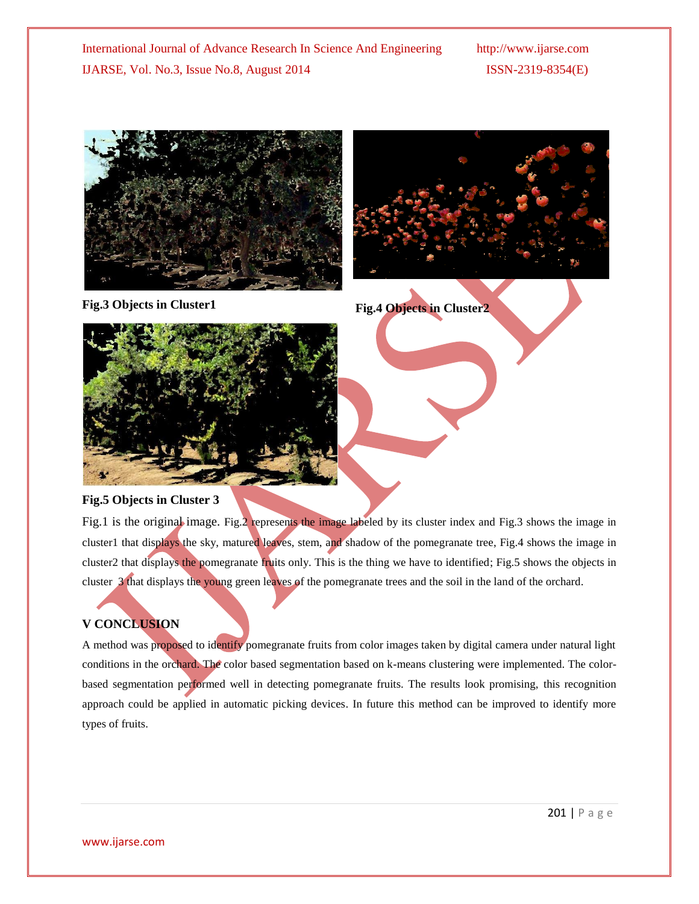**Fig.3 Objects in Cluster1**

**Fig.4 Objects in Cluster2**

**Fig.5 Objects in Cluster 3**

Fig.1 is the original image. Fig.2 represents the image labeled by its cluster index and Fig.3 shows the image in cluster1 that displays the sky, matured leaves, stem, and shadow of the pomegranate tree, Fig.4 shows the image in cluster2 that displays the pomegranate fruits only. This is the thing we have to identified; Fig.5 shows the objects in cluster 3 that displays the young green leaves of the pomegranate trees and the soil in the land of the orchard.

## V CONCLUSION

A method was proposed to identify pomegranate fruits from color images taken by digital camera under natural light conditions in the orchard. The color based segmentation based on k-means clustering were implemented. The color-based segmentation performed well in detecting pomegranate fruits. The results look promising, this recognition approach could be applied in automatic picking devices. In future this method can be improved to identify more types of fruits.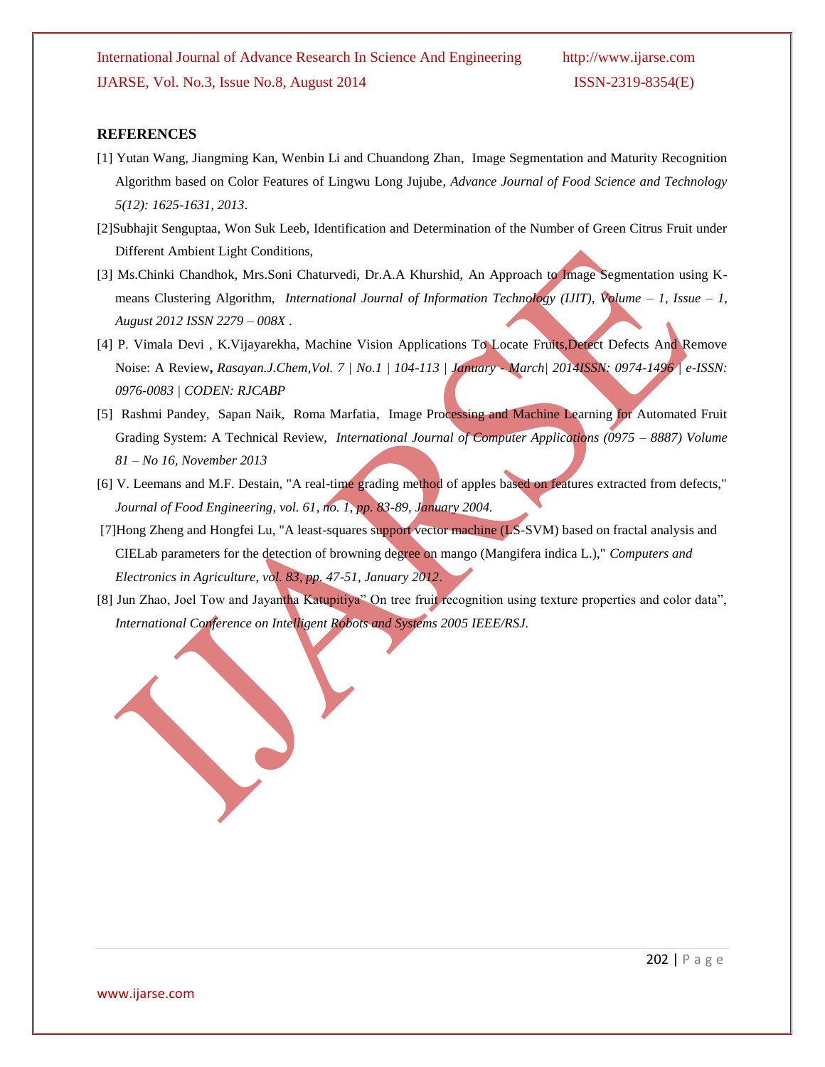## REFERENCES

[1] Yutan Wang, Jiangming Kan, Wenbin Li and Chuandong Zhan, Image Segmentation and Maturity Recognition Algorithm based on Color Features of Lingwu Long Jujube, *Advance Journal of Food Science and Technology 5(12): 1625-1631, 2013*.

[2]Subhajit Senguptaa, Won Suk Leeb, Identification and Determination of the Number of Green Citrus Fruit under Different Ambient Light Conditions,

[3] Ms.Chinki Chandhok, Mrs.Soni Chaturvedi, Dr.A.A Khurshid, An Approach to Image Segmentation using K-means Clustering Algorithm, *International Journal of Information Technology (IJIT), Volume – 1, Issue – 1, August 2012 ISSN 2279 – 008X* .

[4] P. Vimala Devi , K.Vijayarekha, Machine Vision Applications To Locate Fruits,Detect Defects And Remove Noise: A Review**,** *Rasayan.J.Chem,Vol. 7 | No.1 | 104-113 | January - March| 2014ISSN: 0974-1496 | e-ISSN: 0976-0083 | CODEN: RJCABP*

[5] Rashmi Pandey, Sapan Naik, Roma Marfatia, Image Processing and Machine Learning for Automated Fruit Grading System: A Technical Review, *International Journal of Computer Applications (0975 – 8887) Volume 81 – No 16, November 2013*

[6] V. Leemans and M.F. Destain, "A real-time grading method of apples based on features extracted from defects," *Journal of Food Engineering, vol. 61, no. 1, pp. 83-89, January 2004.*

[7]Hong Zheng and Hongfei Lu, "A least-squares support vector machine (LS-SVM) based on fractal analysis and CIELab parameters for the detection of browning degree on mango (Mangifera indica L.)," *Computers and Electronics in Agriculture, vol. 83, pp. 47-51, January 2012*.

[8] Jun Zhao, Joel Tow and Jayantha Katupitiya" On tree fruit recognition using texture properties and color data", *International Conference on Intelligent Robots and Systems 2005 IEEE/RSJ*.